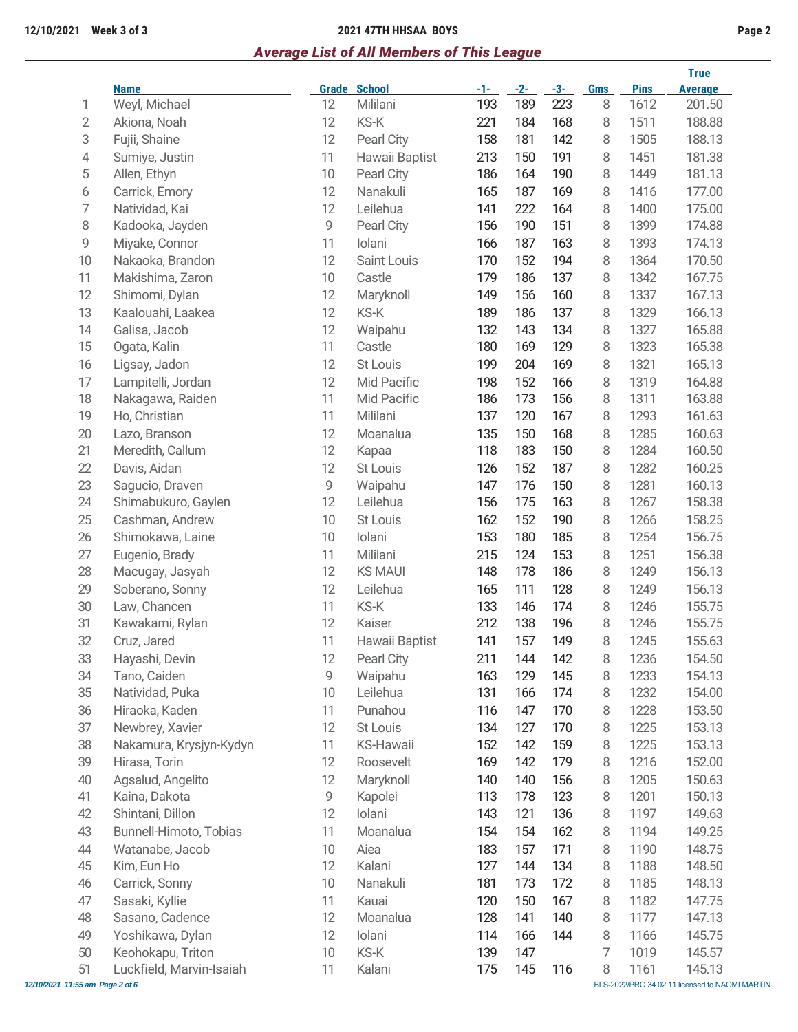## Average List of All Members of This League

| | Name | Grade | School | -1- | -2- | -3- | Gms | Pins | True Average |
|---|---|---|---|---|---|---|---|---|---|
| 1 | Weyl, Michael | 12 | Mililani | 193 | 189 | 223 | 8 | 1612 | 201.50 |
| 2 | Akiona, Noah | 12 | KS-K | 221 | 184 | 168 | 8 | 1511 | 188.88 |
| 3 | Fujii, Shaine | 12 | Pearl City | 158 | 181 | 142 | 8 | 1505 | 188.13 |
| 4 | Sumiye, Justin | 11 | Hawaii Baptist | 213 | 150 | 191 | 8 | 1451 | 181.38 |
| 5 | Allen, Ethyn | 10 | Pearl City | 186 | 164 | 190 | 8 | 1449 | 181.13 |
| 6 | Carrick, Emory | 12 | Nanakuli | 165 | 187 | 169 | 8 | 1416 | 177.00 |
| 7 | Natividad, Kai | 12 | Leilehua | 141 | 222 | 164 | 8 | 1400 | 175.00 |
| 8 | Kadooka, Jayden | 9 | Pearl City | 156 | 190 | 151 | 8 | 1399 | 174.88 |
| 9 | Miyake, Connor | 11 | Iolani | 166 | 187 | 163 | 8 | 1393 | 174.13 |
| 10 | Nakaoka, Brandon | 12 | Saint Louis | 170 | 152 | 194 | 8 | 1364 | 170.50 |
| 11 | Makishima, Zaron | 10 | Castle | 179 | 186 | 137 | 8 | 1342 | 167.75 |
| 12 | Shimomi, Dylan | 12 | Maryknoll | 149 | 156 | 160 | 8 | 1337 | 167.13 |
| 13 | Kaalouahi, Laakea | 12 | KS-K | 189 | 186 | 137 | 8 | 1329 | 166.13 |
| 14 | Galisa, Jacob | 12 | Waipahu | 132 | 143 | 134 | 8 | 1327 | 165.88 |
| 15 | Ogata, Kalin | 11 | Castle | 180 | 169 | 129 | 8 | 1323 | 165.38 |
| 16 | Ligsay, Jadon | 12 | St Louis | 199 | 204 | 169 | 8 | 1321 | 165.13 |
| 17 | Lampitelli, Jordan | 12 | Mid Pacific | 198 | 152 | 166 | 8 | 1319 | 164.88 |
| 18 | Nakagawa, Raiden | 11 | Mid Pacific | 186 | 173 | 156 | 8 | 1311 | 163.88 |
| 19 | Ho, Christian | 11 | Mililani | 137 | 120 | 167 | 8 | 1293 | 161.63 |
| 20 | Lazo, Branson | 12 | Moanalua | 135 | 150 | 168 | 8 | 1285 | 160.63 |
| 21 | Meredith, Callum | 12 | Kapaa | 118 | 183 | 150 | 8 | 1284 | 160.50 |
| 22 | Davis, Aidan | 12 | St Louis | 126 | 152 | 187 | 8 | 1282 | 160.25 |
| 23 | Sagucio, Draven | 9 | Waipahu | 147 | 176 | 150 | 8 | 1281 | 160.13 |
| 24 | Shimabukuro, Gaylen | 12 | Leilehua | 156 | 175 | 163 | 8 | 1267 | 158.38 |
| 25 | Cashman, Andrew | 10 | St Louis | 162 | 152 | 190 | 8 | 1266 | 158.25 |
| 26 | Shimokawa, Laine | 10 | Iolani | 153 | 180 | 185 | 8 | 1254 | 156.75 |
| 27 | Eugenio, Brady | 11 | Mililani | 215 | 124 | 153 | 8 | 1251 | 156.38 |
| 28 | Macugay, Jasyah | 12 | KS MAUI | 148 | 178 | 186 | 8 | 1249 | 156.13 |
| 29 | Soberano, Sonny | 12 | Leilehua | 165 | 111 | 128 | 8 | 1249 | 156.13 |
| 30 | Law, Chancen | 11 | KS-K | 133 | 146 | 174 | 8 | 1246 | 155.75 |
| 31 | Kawakami, Rylan | 12 | Kaiser | 212 | 138 | 196 | 8 | 1246 | 155.75 |
| 32 | Cruz, Jared | 11 | Hawaii Baptist | 141 | 157 | 149 | 8 | 1245 | 155.63 |
| 33 | Hayashi, Devin | 12 | Pearl City | 211 | 144 | 142 | 8 | 1236 | 154.50 |
| 34 | Tano, Caiden | 9 | Waipahu | 163 | 129 | 145 | 8 | 1233 | 154.13 |
| 35 | Natividad, Puka | 10 | Leilehua | 131 | 166 | 174 | 8 | 1232 | 154.00 |
| 36 | Hiraoka, Kaden | 11 | Punahou | 116 | 147 | 170 | 8 | 1228 | 153.50 |
| 37 | Newbrey, Xavier | 12 | St Louis | 134 | 127 | 170 | 8 | 1225 | 153.13 |
| 38 | Nakamura, Krysjyn-Kydyn | 11 | KS-Hawaii | 152 | 142 | 159 | 8 | 1225 | 153.13 |
| 39 | Hirasa, Torin | 12 | Roosevelt | 169 | 142 | 179 | 8 | 1216 | 152.00 |
| 40 | Agsalud, Angelito | 12 | Maryknoll | 140 | 140 | 156 | 8 | 1205 | 150.63 |
| 41 | Kaina, Dakota | 9 | Kapolei | 113 | 178 | 123 | 8 | 1201 | 150.13 |
| 42 | Shintani, Dillon | 12 | Iolani | 143 | 121 | 136 | 8 | 1197 | 149.63 |
| 43 | Bunnell-Himoto, Tobias | 11 | Moanalua | 154 | 154 | 162 | 8 | 1194 | 149.25 |
| 44 | Watanabe, Jacob | 10 | Aiea | 183 | 157 | 171 | 8 | 1190 | 148.75 |
| 45 | Kim, Eun Ho | 12 | Kalani | 127 | 144 | 134 | 8 | 1188 | 148.50 |
| 46 | Carrick, Sonny | 10 | Nanakuli | 181 | 173 | 172 | 8 | 1185 | 148.13 |
| 47 | Sasaki, Kyllie | 11 | Kauai | 120 | 150 | 167 | 8 | 1182 | 147.75 |
| 48 | Sasano, Cadence | 12 | Moanalua | 128 | 141 | 140 | 8 | 1177 | 147.13 |
| 49 | Yoshikawa, Dylan | 12 | Iolani | 114 | 166 | 144 | 8 | 1166 | 145.75 |
| 50 | Keohokapu, Triton | 10 | KS-K | 139 | 147 | | 7 | 1019 | 145.57 |
| 51 | Luckfield, Marvin-Isaiah | 11 | Kalani | 175 | 145 | 116 | 8 | 1161 | 145.13 |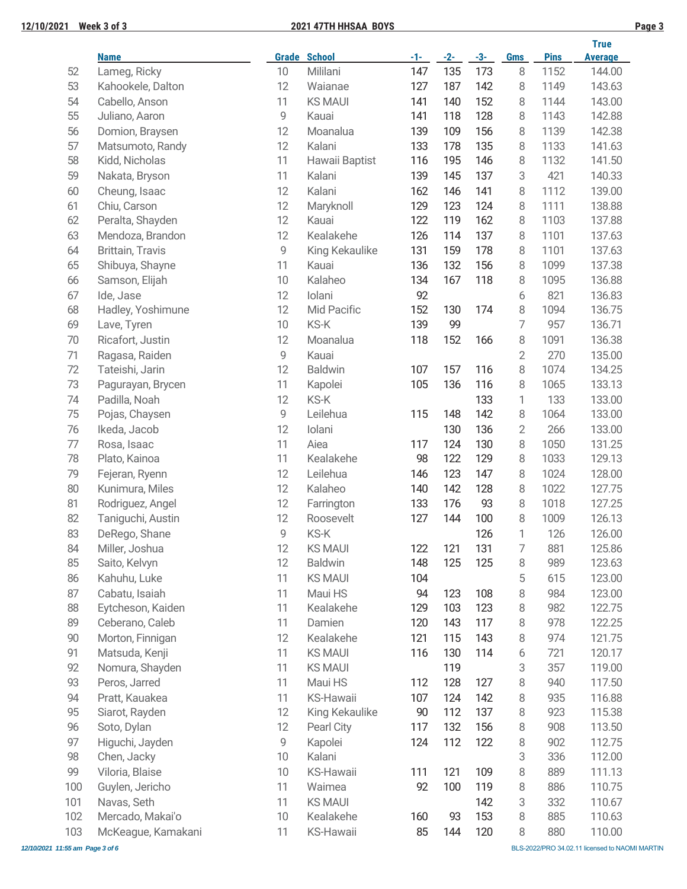| | Name | Grade | School | -1- | -2- | -3- | Gms | Pins | True Average |
|---|---|---|---|---|---|---|---|---|---|
| 52 | Lameg, Ricky | 10 | Mililani | 147 | 135 | 173 | 8 | 1152 | 144.00 |
| 53 | Kahookele, Dalton | 12 | Waianae | 127 | 187 | 142 | 8 | 1149 | 143.63 |
| 54 | Cabello, Anson | 11 | KS MAUI | 141 | 140 | 152 | 8 | 1144 | 143.00 |
| 55 | Juliano, Aaron | 9 | Kauai | 141 | 118 | 128 | 8 | 1143 | 142.88 |
| 56 | Domion, Braysen | 12 | Moanalua | 139 | 109 | 156 | 8 | 1139 | 142.38 |
| 57 | Matsumoto, Randy | 12 | Kalani | 133 | 178 | 135 | 8 | 1133 | 141.63 |
| 58 | Kidd, Nicholas | 11 | Hawaii Baptist | 116 | 195 | 146 | 8 | 1132 | 141.50 |
| 59 | Nakata, Bryson | 11 | Kalani | 139 | 145 | 137 | 3 | 421 | 140.33 |
| 60 | Cheung, Isaac | 12 | Kalani | 162 | 146 | 141 | 8 | 1112 | 139.00 |
| 61 | Chiu, Carson | 12 | Maryknoll | 129 | 123 | 124 | 8 | 1111 | 138.88 |
| 62 | Peralta, Shayden | 12 | Kauai | 122 | 119 | 162 | 8 | 1103 | 137.88 |
| 63 | Mendoza, Brandon | 12 | Kealakehe | 126 | 114 | 137 | 8 | 1101 | 137.63 |
| 64 | Brittain, Travis | 9 | King Kekaulike | 131 | 159 | 178 | 8 | 1101 | 137.63 |
| 65 | Shibuya, Shayne | 11 | Kauai | 136 | 132 | 156 | 8 | 1099 | 137.38 |
| 66 | Samson, Elijah | 10 | Kalaheo | 134 | 167 | 118 | 8 | 1095 | 136.88 |
| 67 | Ide, Jase | 12 | Iolani | 92 | | | 6 | 821 | 136.83 |
| 68 | Hadley, Yoshimune | 12 | Mid Pacific | 152 | 130 | 174 | 8 | 1094 | 136.75 |
| 69 | Lave, Tyren | 10 | KS-K | 139 | 99 | | 7 | 957 | 136.71 |
| 70 | Ricafort, Justin | 12 | Moanalua | 118 | 152 | 166 | 8 | 1091 | 136.38 |
| 71 | Ragasa, Raiden | 9 | Kauai | | | | 2 | 270 | 135.00 |
| 72 | Tateishi, Jarin | 12 | Baldwin | 107 | 157 | 116 | 8 | 1074 | 134.25 |
| 73 | Pagurayan, Brycen | 11 | Kapolei | 105 | 136 | 116 | 8 | 1065 | 133.13 |
| 74 | Padilla, Noah | 12 | KS-K | | | 133 | 1 | 133 | 133.00 |
| 75 | Pojas, Chaysen | 9 | Leilehua | 115 | 148 | 142 | 8 | 1064 | 133.00 |
| 76 | Ikeda, Jacob | 12 | Iolani | | 130 | 136 | 2 | 266 | 133.00 |
| 77 | Rosa, Isaac | 11 | Aiea | 117 | 124 | 130 | 8 | 1050 | 131.25 |
| 78 | Plato, Kainoa | 11 | Kealakehe | 98 | 122 | 129 | 8 | 1033 | 129.13 |
| 79 | Fejeran, Ryenn | 12 | Leilehua | 146 | 123 | 147 | 8 | 1024 | 128.00 |
| 80 | Kunimura, Miles | 12 | Kalaheo | 140 | 142 | 128 | 8 | 1022 | 127.75 |
| 81 | Rodriguez, Angel | 12 | Farrington | 133 | 176 | 93 | 8 | 1018 | 127.25 |
| 82 | Taniguchi, Austin | 12 | Roosevelt | 127 | 144 | 100 | 8 | 1009 | 126.13 |
| 83 | DeRego, Shane | 9 | KS-K | | | 126 | 1 | 126 | 126.00 |
| 84 | Miller, Joshua | 12 | KS MAUI | 122 | 121 | 131 | 7 | 881 | 125.86 |
| 85 | Saito, Kelvyn | 12 | Baldwin | 148 | 125 | 125 | 8 | 989 | 123.63 |
| 86 | Kahuhu, Luke | 11 | KS MAUI | 104 | | | 5 | 615 | 123.00 |
| 87 | Cabatu, Isaiah | 11 | Maui HS | 94 | 123 | 108 | 8 | 984 | 123.00 |
| 88 | Eytcheson, Kaiden | 11 | Kealakehe | 129 | 103 | 123 | 8 | 982 | 122.75 |
| 89 | Ceberano, Caleb | 11 | Damien | 120 | 143 | 117 | 8 | 978 | 122.25 |
| 90 | Morton, Finnigan | 12 | Kealakehe | 121 | 115 | 143 | 8 | 974 | 121.75 |
| 91 | Matsuda, Kenji | 11 | KS MAUI | 116 | 130 | 114 | 6 | 721 | 120.17 |
| 92 | Nomura, Shayden | 11 | KS MAUI | | 119 | | 3 | 357 | 119.00 |
| 93 | Peros, Jarred | 11 | Maui HS | 112 | 128 | 127 | 8 | 940 | 117.50 |
| 94 | Pratt, Kauakea | 11 | KS-Hawaii | 107 | 124 | 142 | 8 | 935 | 116.88 |
| 95 | Siarot, Rayden | 12 | King Kekaulike | 90 | 112 | 137 | 8 | 923 | 115.38 |
| 96 | Soto, Dylan | 12 | Pearl City | 117 | 132 | 156 | 8 | 908 | 113.50 |
| 97 | Higuchi, Jayden | 9 | Kapolei | 124 | 112 | 122 | 8 | 902 | 112.75 |
| 98 | Chen, Jacky | 10 | Kalani | | | | 3 | 336 | 112.00 |
| 99 | Viloria, Blaise | 10 | KS-Hawaii | 111 | 121 | 109 | 8 | 889 | 111.13 |
| 100 | Guylen, Jericho | 11 | Waimea | 92 | 100 | 119 | 8 | 886 | 110.75 |
| 101 | Navas, Seth | 11 | KS MAUI | | | 142 | 3 | 332 | 110.67 |
| 102 | Mercado, Makai'o | 10 | Kealakehe | 160 | 93 | 153 | 8 | 885 | 110.63 |
| 103 | McKeague, Kamakani | 11 | KS-Hawaii | 85 | 144 | 120 | 8 | 880 | 110.00 |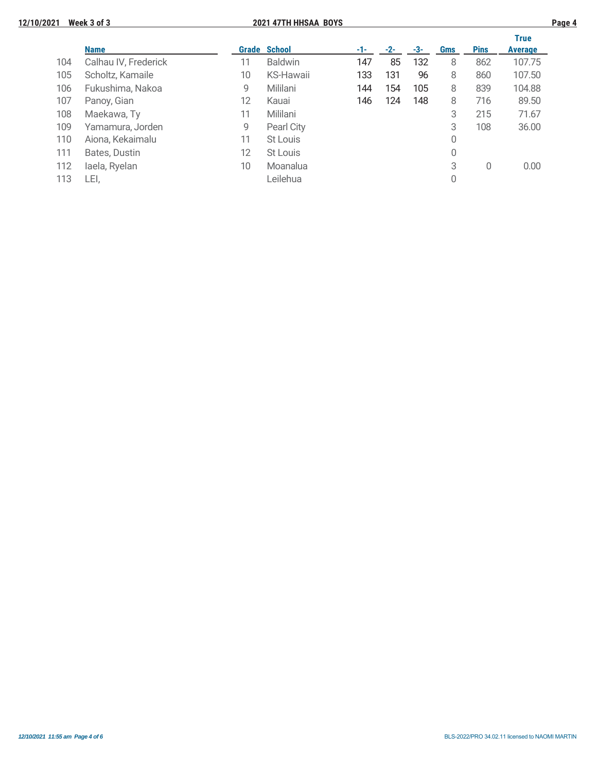| | Name | Grade | School | -1- | -2- | -3- | Gms | Pins | True Average |
|---|---|---|---|---|---|---|---|---|---|
| 104 | Calhau IV, Frederick | 11 | Baldwin | 147 | 85 | 132 | 8 | 862 | 107.75 |
| 105 | Scholtz, Kamaile | 10 | KS-Hawaii | 133 | 131 | 96 | 8 | 860 | 107.50 |
| 106 | Fukushima, Nakoa | 9 | Mililani | 144 | 154 | 105 | 8 | 839 | 104.88 |
| 107 | Panoy, Gian | 12 | Kauai | 146 | 124 | 148 | 8 | 716 | 89.50 |
| 108 | Maekawa, Ty | 11 | Mililani | | | | 3 | 215 | 71.67 |
| 109 | Yamamura, Jorden | 9 | Pearl City | | | | 3 | 108 | 36.00 |
| 110 | Aiona, Kekaimalu | 11 | St Louis | | | | 0 | | |
| 111 | Bates, Dustin | 12 | St Louis | | | | 0 | | |
| 112 | Iaela, Ryelan | 10 | Moanalua | | | | 3 | 0 | 0.00 |
| 113 | LEI, | | Leilehua | | | | 0 | | |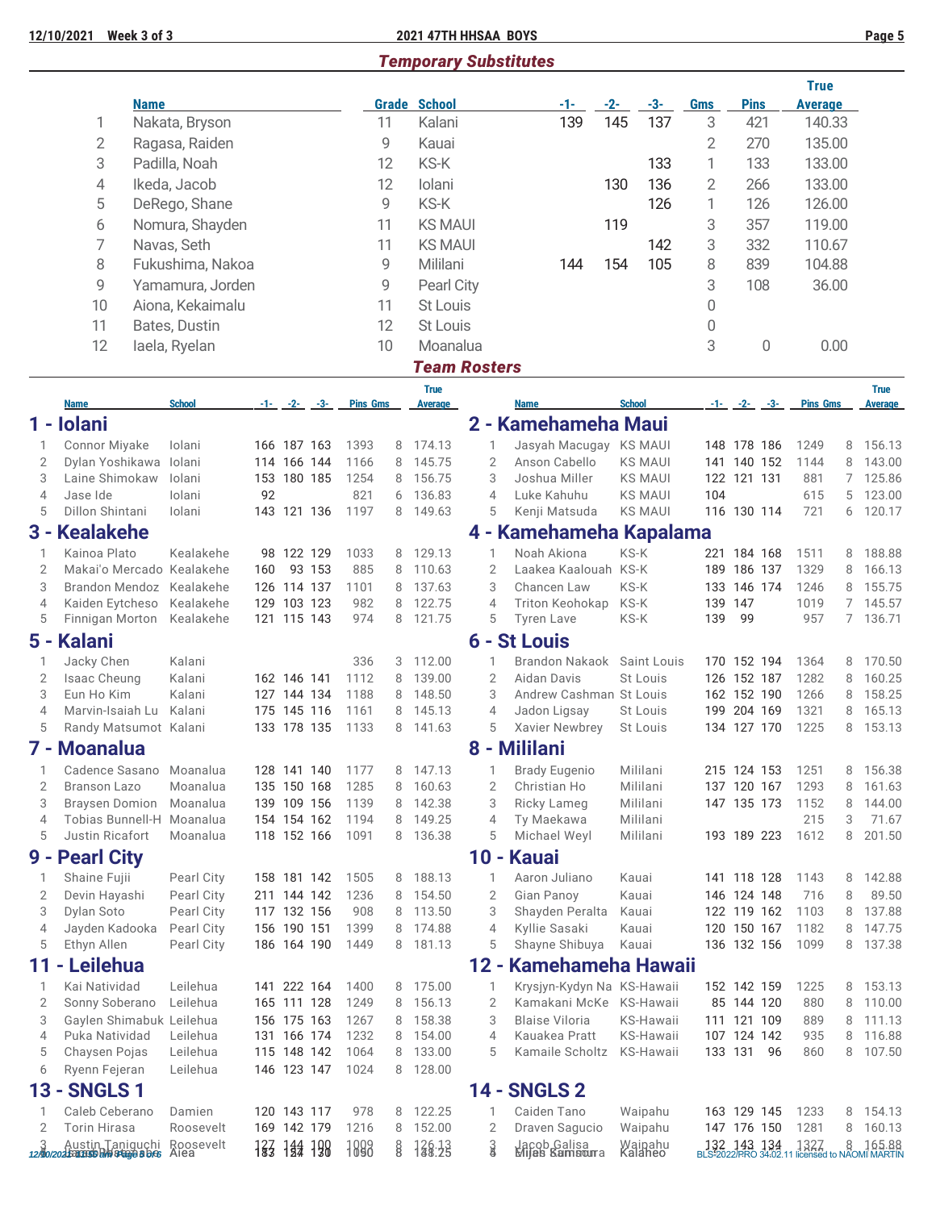## Temporary Substitutes

| | Name | Grade | School | -1- | -2- | -3- | Gms | Pins | True Average |
|---|---|---|---|---|---|---|---|---|---|
| 1 | Nakata, Bryson | 11 | Kalani | 139 | 145 | 137 | 3 | 421 | 140.33 |
| 2 | Ragasa, Raiden | 9 | Kauai | | | | 2 | 270 | 135.00 |
| 3 | Padilla, Noah | 12 | KS-K | | | 133 | 1 | 133 | 133.00 |
| 4 | Ikeda, Jacob | 12 | Iolani | | 130 | 136 | 2 | 266 | 133.00 |
| 5 | DeRego, Shane | 9 | KS-K | | | 126 | 1 | 126 | 126.00 |
| 6 | Nomura, Shayden | 11 | KS MAUI | | 119 | | 3 | 357 | 119.00 |
| 7 | Navas, Seth | 11 | KS MAUI | | | 142 | 3 | 332 | 110.67 |
| 8 | Fukushima, Nakoa | 9 | Mililani | 144 | 154 | 105 | 8 | 839 | 104.88 |
| 9 | Yamamura, Jorden | 9 | Pearl City | | | | 3 | 108 | 36.00 |
| 10 | Aiona, Kekaimalu | 11 | St Louis | | | | 0 | | |
| 11 | Bates, Dustin | 12 | St Louis | | | | 0 | | |
| 12 | Iaela, Ryelan | 10 | Moanalua | | | | 3 | 0 | 0.00 |

## Team Rosters

### 1 - Iolani

| | Name | School | -1- | -2- | -3- | Pins | Gms | True Average |
|---|---|---|---|---|---|---|---|---|
| 1 | Connor Miyake | Iolani | 166 | 187 | 163 | 1393 | 8 | 174.13 |
| 2 | Dylan Yoshikawa | Iolani | 114 | 166 | 144 | 1166 | 8 | 145.75 |
| 3 | Laine Shimokaw | Iolani | 153 | 180 | 185 | 1254 | 8 | 156.75 |
| 4 | Jase Ide | Iolani | 92 | | | 821 | 6 | 136.83 |
| 5 | Dillon Shintani | Iolani | 143 | 121 | 136 | 1197 | 8 | 149.63 |

### 2 - Kamehameha Maui

| | Name | School | -1- | -2- | -3- | Pins | Gms | True Average |
|---|---|---|---|---|---|---|---|---|
| 1 | Jasyah Macugay | KS MAUI | 148 | 178 | 186 | 1249 | 8 | 156.13 |
| 2 | Anson Cabello | KS MAUI | 141 | 140 | 152 | 1144 | 8 | 143.00 |
| 3 | Joshua Miller | KS MAUI | 122 | 121 | 131 | 881 | 7 | 125.86 |
| 4 | Luke Kahuhu | KS MAUI | 104 | | | 615 | 5 | 123.00 |
| 5 | Kenji Matsuda | KS MAUI | 116 | 130 | 114 | 721 | 6 | 120.17 |

### 3 - Kealakehe

| | Name | School | -1- | -2- | -3- | Pins | Gms | True Average |
|---|---|---|---|---|---|---|---|---|
| 1 | Kainoa Plato | Kealakehe | 98 | 122 | 129 | 1033 | 8 | 129.13 |
| 2 | Makai'o Mercado | Kealakehe | 160 | 93 | 153 | 885 | 8 | 110.63 |
| 3 | Brandon Mendoz | Kealakehe | 126 | 114 | 137 | 1101 | 8 | 137.63 |
| 4 | Kaiden Eytcheso | Kealakehe | 129 | 103 | 123 | 982 | 8 | 122.75 |
| 5 | Finnigan Morton | Kealakehe | 121 | 115 | 143 | 974 | 8 | 121.75 |

### 4 - Kamehameha Kapalama

| | Name | School | -1- | -2- | -3- | Pins | Gms | True Average |
|---|---|---|---|---|---|---|---|---|
| 1 | Noah Akiona | KS-K | 221 | 184 | 168 | 1511 | 8 | 188.88 |
| 2 | Laakea Kaalouah | KS-K | 189 | 186 | 137 | 1329 | 8 | 166.13 |
| 3 | Chancen Law | KS-K | 133 | 146 | 174 | 1246 | 8 | 155.75 |
| 4 | Triton Keohokap | KS-K | 139 | 147 | | 1019 | 7 | 145.57 |
| 5 | Tyren Lave | KS-K | 139 | 99 | | 957 | 7 | 136.71 |

### 5 - Kalani

| | Name | School | -1- | -2- | -3- | Pins | Gms | True Average |
|---|---|---|---|---|---|---|---|---|
| 1 | Jacky Chen | Kalani | | | | 336 | 3 | 112.00 |
| 2 | Isaac Cheung | Kalani | 162 | 146 | 141 | 1112 | 8 | 139.00 |
| 3 | Eun Ho Kim | Kalani | 127 | 144 | 134 | 1188 | 8 | 148.50 |
| 4 | Marvin-Isaiah Lu | Kalani | 175 | 145 | 116 | 1161 | 8 | 145.13 |
| 5 | Randy Matsumot | Kalani | 133 | 178 | 135 | 1133 | 8 | 141.63 |

### 6 - St Louis

| | Name | School | -1- | -2- | -3- | Pins | Gms | True Average |
|---|---|---|---|---|---|---|---|---|
| 1 | Brandon Nakaok | Saint Louis | 170 | 152 | 194 | 1364 | 8 | 170.50 |
| 2 | Aidan Davis | St Louis | 126 | 152 | 187 | 1282 | 8 | 160.25 |
| 3 | Andrew Cashman | St Louis | 162 | 152 | 190 | 1266 | 8 | 158.25 |
| 4 | Jadon Ligsay | St Louis | 199 | 204 | 169 | 1321 | 8 | 165.13 |
| 5 | Xavier Newbrey | St Louis | 134 | 127 | 170 | 1225 | 8 | 153.13 |

### 7 - Moanalua

| | Name | School | -1- | -2- | -3- | Pins | Gms | True Average |
|---|---|---|---|---|---|---|---|---|
| 1 | Cadence Sasano | Moanalua | 128 | 141 | 140 | 1177 | 8 | 147.13 |
| 2 | Branson Lazo | Moanalua | 135 | 150 | 168 | 1285 | 8 | 160.63 |
| 3 | Braysen Domion | Moanalua | 139 | 109 | 156 | 1139 | 8 | 142.38 |
| 4 | Tobias Bunnell-H | Moanalua | 154 | 154 | 162 | 1194 | 8 | 149.25 |
| 5 | Justin Ricafort | Moanalua | 118 | 152 | 166 | 1091 | 8 | 136.38 |

### 8 - Mililani

| | Name | School | -1- | -2- | -3- | Pins | Gms | True Average |
|---|---|---|---|---|---|---|---|---|
| 1 | Brady Eugenio | Mililani | 215 | 124 | 153 | 1251 | 8 | 156.38 |
| 2 | Christian Ho | Mililani | 137 | 120 | 167 | 1293 | 8 | 161.63 |
| 3 | Ricky Lameg | Mililani | 147 | 135 | 173 | 1152 | 8 | 144.00 |
| 4 | Ty Maekawa | Mililani | | | | 215 | 3 | 71.67 |
| 5 | Michael Weyl | Mililani | 193 | 189 | 223 | 1612 | 8 | 201.50 |

### 9 - Pearl City

| | Name | School | -1- | -2- | -3- | Pins | Gms | True Average |
|---|---|---|---|---|---|---|---|---|
| 1 | Shaine Fujii | Pearl City | 158 | 181 | 142 | 1505 | 8 | 188.13 |
| 2 | Devin Hayashi | Pearl City | 211 | 144 | 142 | 1236 | 8 | 154.50 |
| 3 | Dylan Soto | Pearl City | 117 | 132 | 156 | 908 | 8 | 113.50 |
| 4 | Jayden Kadooka | Pearl City | 156 | 190 | 151 | 1399 | 8 | 174.88 |
| 5 | Ethyn Allen | Pearl City | 186 | 164 | 190 | 1449 | 8 | 181.13 |

### 10 - Kauai

| | Name | School | -1- | -2- | -3- | Pins | Gms | True Average |
|---|---|---|---|---|---|---|---|---|
| 1 | Aaron Juliano | Kauai | 141 | 118 | 128 | 1143 | 8 | 142.88 |
| 2 | Gian Panoy | Kauai | 146 | 124 | 148 | 716 | 8 | 89.50 |
| 3 | Shayden Peralta | Kauai | 122 | 119 | 162 | 1103 | 8 | 137.88 |
| 4 | Kyllie Sasaki | Kauai | 120 | 150 | 167 | 1182 | 8 | 147.75 |
| 5 | Shayne Shibuya | Kauai | 136 | 132 | 156 | 1099 | 8 | 137.38 |

### 11 - Leilehua

| | Name | School | -1- | -2- | -3- | Pins | Gms | True Average |
|---|---|---|---|---|---|---|---|---|
| 1 | Kai Natividad | Leilehua | 141 | 222 | 164 | 1400 | 8 | 175.00 |
| 2 | Sonny Soberano | Leilehua | 165 | 111 | 128 | 1249 | 8 | 156.13 |
| 3 | Gaylen Shimabuk | Leilehua | 156 | 175 | 163 | 1267 | 8 | 158.38 |
| 4 | Puka Natividad | Leilehua | 131 | 166 | 174 | 1232 | 8 | 154.00 |
| 5 | Chaysen Pojas | Leilehua | 115 | 148 | 142 | 1064 | 8 | 133.00 |
| 6 | Ryenn Fejeran | Leilehua | 146 | 123 | 147 | 1024 | 8 | 128.00 |

### 12 - Kamehameha Hawaii

| | Name | School | -1- | -2- | -3- | Pins | Gms | True Average |
|---|---|---|---|---|---|---|---|---|
| 1 | Krysjyn-Kydyn Na | KS-Hawaii | 152 | 142 | 159 | 1225 | 8 | 153.13 |
| 2 | Kamakani McKe | KS-Hawaii | 85 | 144 | 120 | 880 | 8 | 110.00 |
| 3 | Blaise Viloria | KS-Hawaii | 111 | 121 | 109 | 889 | 8 | 111.13 |
| 4 | Kauakea Pratt | KS-Hawaii | 107 | 124 | 142 | 935 | 8 | 116.88 |
| 5 | Kamaile Scholtz | KS-Hawaii | 133 | 131 | 96 | 860 | 8 | 107.50 |

### 13 - SNGLS 1

| | Name | School | -1- | -2- | -3- | Pins | Gms | True Average |
|---|---|---|---|---|---|---|---|---|
| 1 | Caleb Ceberano | Damien | 120 | 143 | 117 | 978 | 8 | 122.25 |
| 2 | Torin Hirasa | Roosevelt | 169 | 142 | 179 | 1216 | 8 | 152.00 |
| 3 | Austin Taniguchi | Roosevelt | 127 | 144 | 100 | 1009 | 8 | 126.13 |
| 4 | | Aiea | 183 | 124 | 130 | 1090 | 8 | 148.25 |

### 14 - SNGLS 2

| | Name | School | -1- | -2- | -3- | Pins | Gms | True Average |
|---|---|---|---|---|---|---|---|---|
| 1 | Caiden Tano | Waipahu | 163 | 129 | 145 | 1233 | 8 | 154.13 |
| 2 | Draven Sagucio | Waipahu | 147 | 176 | 150 | 1281 | 8 | 160.13 |
| 3 | Jacob Galisa | Waipahu | 132 | 143 | 134 | 1327 | 8 | 165.88 |
| 4 | Miles Kamimura | Kalaheo | | | | | | |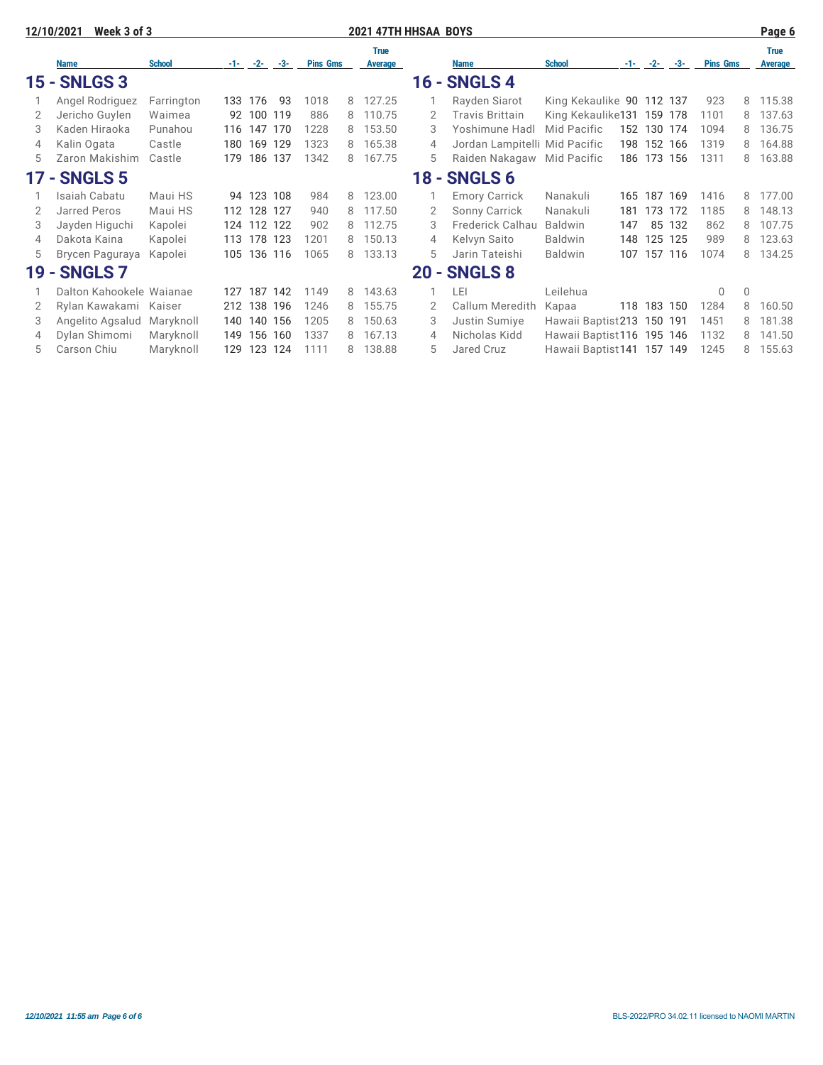## 15 - SNLGS 3

| | Name | School | -1- | -2- | -3- | Pins | Gms | True Average |
|---|---|---|---|---|---|---|---|---|
| 1 | Angel Rodriguez | Farrington | 133 | 176 | 93 | 1018 | 8 | 127.25 |
| 2 | Jericho Guylen | Waimea | 92 | 100 | 119 | 886 | 8 | 110.75 |
| 3 | Kaden Hiraoka | Punahou | 116 | 147 | 170 | 1228 | 8 | 153.50 |
| 4 | Kalin Ogata | Castle | 180 | 169 | 129 | 1323 | 8 | 165.38 |
| 5 | Zaron Makishim | Castle | 179 | 186 | 137 | 1342 | 8 | 167.75 |

## 16 - SNGLS 4

| | Name | School | -1- | -2- | -3- | Pins | Gms | True Average |
|---|---|---|---|---|---|---|---|---|
| 1 | Rayden Siarot | King Kekaulike | 90 | 112 | 137 | 923 | 8 | 115.38 |
| 2 | Travis Brittain | King Kekaulike | 131 | 159 | 178 | 1101 | 8 | 137.63 |
| 3 | Yoshimune Hadl | Mid Pacific | 152 | 130 | 174 | 1094 | 8 | 136.75 |
| 4 | Jordan Lampitelli | Mid Pacific | 198 | 152 | 166 | 1319 | 8 | 164.88 |
| 5 | Raiden Nakagaw | Mid Pacific | 186 | 173 | 156 | 1311 | 8 | 163.88 |

## 17 - SNGLS 5

| | Name | School | -1- | -2- | -3- | Pins | Gms | True Average |
|---|---|---|---|---|---|---|---|---|
| 1 | Isaiah Cabatu | Maui HS | 94 | 123 | 108 | 984 | 8 | 123.00 |
| 2 | Jarred Peros | Maui HS | 112 | 128 | 127 | 940 | 8 | 117.50 |
| 3 | Jayden Higuchi | Kapolei | 124 | 112 | 122 | 902 | 8 | 112.75 |
| 4 | Dakota Kaina | Kapolei | 113 | 178 | 123 | 1201 | 8 | 150.13 |
| 5 | Brycen Paguraya | Kapolei | 105 | 136 | 116 | 1065 | 8 | 133.13 |

## 18 - SNGLS 6

| | Name | School | -1- | -2- | -3- | Pins | Gms | True Average |
|---|---|---|---|---|---|---|---|---|
| 1 | Emory Carrick | Nanakuli | 165 | 187 | 169 | 1416 | 8 | 177.00 |
| 2 | Sonny Carrick | Nanakuli | 181 | 173 | 172 | 1185 | 8 | 148.13 |
| 3 | Frederick Calhau | Baldwin | 147 | 85 | 132 | 862 | 8 | 107.75 |
| 4 | Kelvyn Saito | Baldwin | 148 | 125 | 125 | 989 | 8 | 123.63 |
| 5 | Jarin Tateishi | Baldwin | 107 | 157 | 116 | 1074 | 8 | 134.25 |

## 19 - SNGLS 7

| | Name | School | -1- | -2- | -3- | Pins | Gms | True Average |
|---|---|---|---|---|---|---|---|---|
| 1 | Dalton Kahookele | Waianae | 127 | 187 | 142 | 1149 | 8 | 143.63 |
| 2 | Rylan Kawakami | Kaiser | 212 | 138 | 196 | 1246 | 8 | 155.75 |
| 3 | Angelito Agsalud | Maryknoll | 140 | 140 | 156 | 1205 | 8 | 150.63 |
| 4 | Dylan Shimomi | Maryknoll | 149 | 156 | 160 | 1337 | 8 | 167.13 |
| 5 | Carson Chiu | Maryknoll | 129 | 123 | 124 | 1111 | 8 | 138.88 |

## 20 - SNGLS 8

| | Name | School | -1- | -2- | -3- | Pins | Gms | True Average |
|---|---|---|---|---|---|---|---|---|
| 1 | LEI | Leilehua | | | | 0 | 0 | |
| 2 | Callum Meredith | Kapaa | 118 | 183 | 150 | 1284 | 8 | 160.50 |
| 3 | Justin Sumiye | Hawaii Baptist | 213 | 150 | 191 | 1451 | 8 | 181.38 |
| 4 | Nicholas Kidd | Hawaii Baptist | 116 | 195 | 146 | 1132 | 8 | 141.50 |
| 5 | Jared Cruz | Hawaii Baptist | 141 | 157 | 149 | 1245 | 8 | 155.63 |